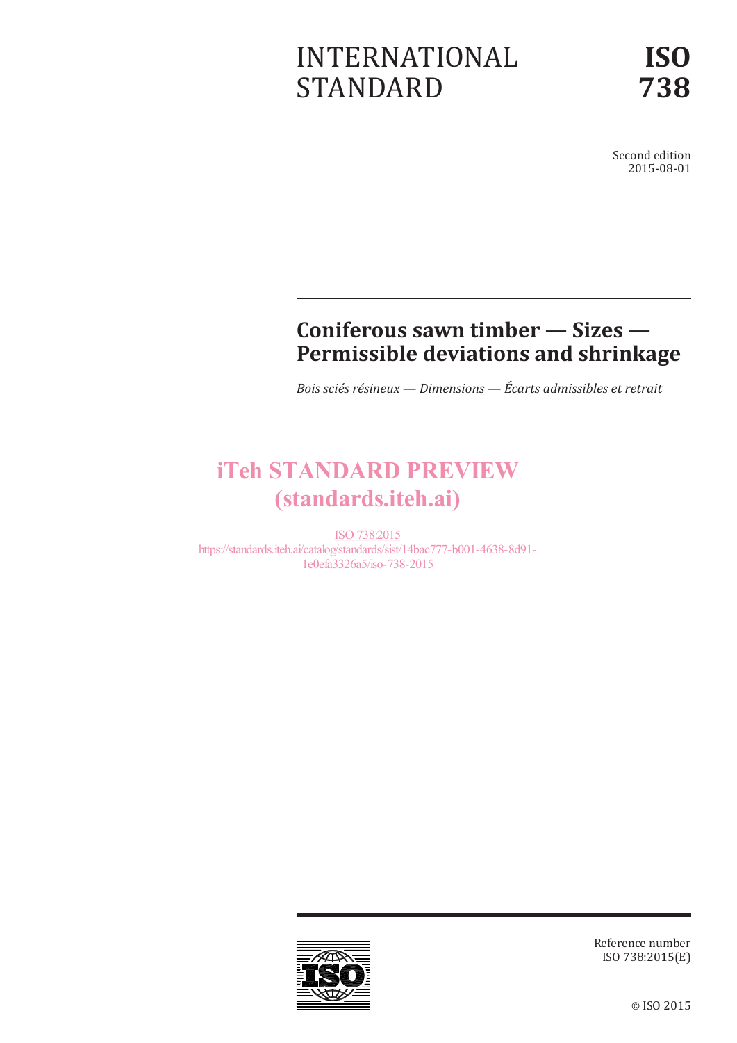INTERNATIONAL STANDARD

**ISO 738**

Second edition 2015-08-01

# Coniferous sawn timber — Sizes — Permissible deviations and shrinkage

*Bois sciés résineux — Dimensions — Écarts admissibles et retrait*

iTeh STANDARD PREVIEW (standards.iteh.ai)

ISO 738:2015
https://standards.iteh.ai/catalog/standards/sist/14bac777-b001-4638-8d91-1e0efa3326a5/iso-738-2015

Reference number ISO 738:2015(E)

© ISO 2015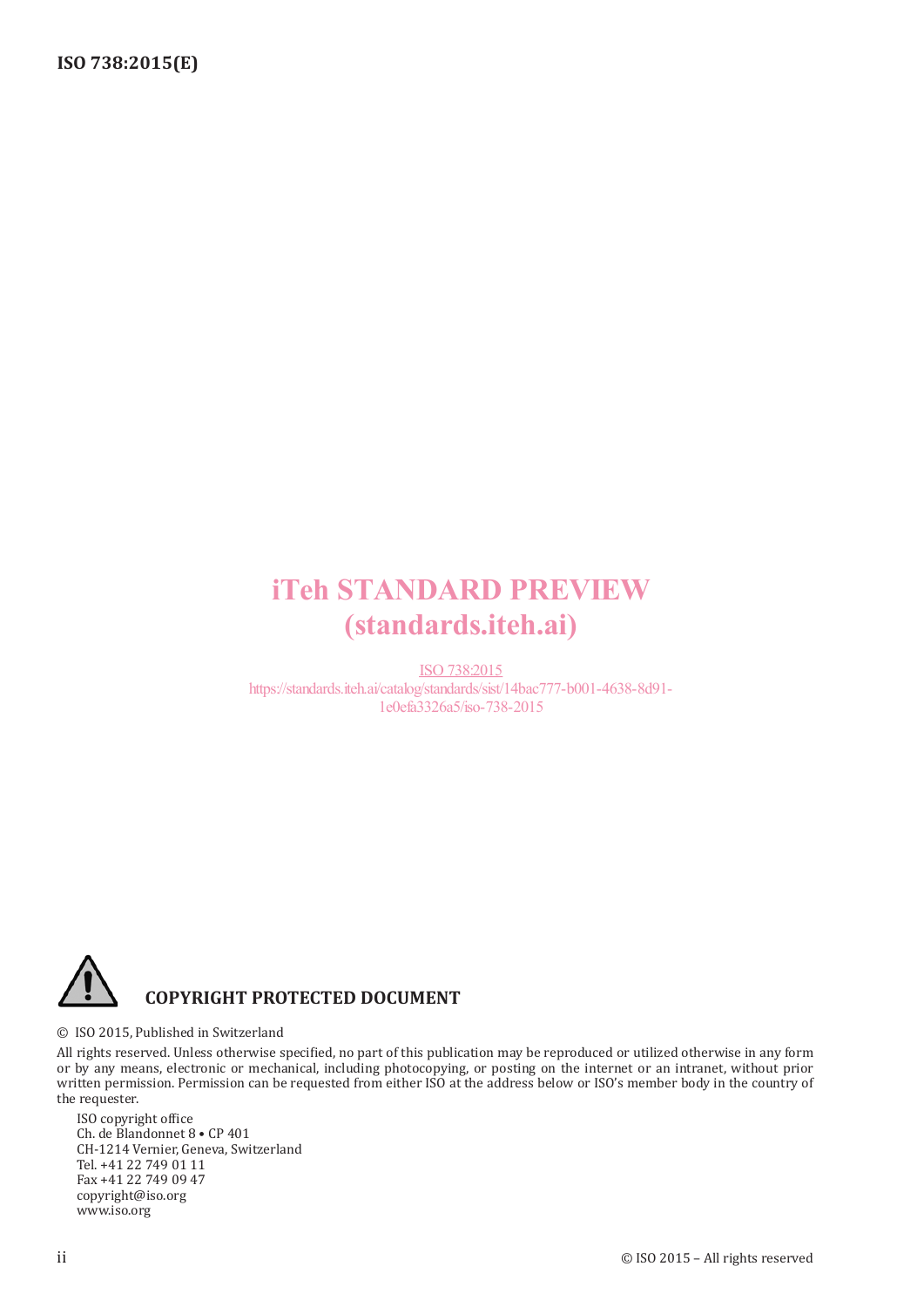iTeh STANDARD PREVIEW
(standards.iteh.ai)

ISO 738:2015
https://standards.iteh.ai/catalog/standards/sist/14bac777-b001-4638-8d91-1e0efa3326a5/iso-738-2015

**COPYRIGHT PROTECTED DOCUMENT**

© ISO 2015, Published in Switzerland

All rights reserved. Unless otherwise specified, no part of this publication may be reproduced or utilized otherwise in any form or by any means, electronic or mechanical, including photocopying, or posting on the internet or an intranet, without prior written permission. Permission can be requested from either ISO at the address below or ISO's member body in the country of the requester.

ISO copyright office
Ch. de Blandonnet 8 • CP 401
CH-1214 Vernier, Geneva, Switzerland
Tel. +41 22 749 01 11
Fax +41 22 749 09 47
copyright@iso.org
www.iso.org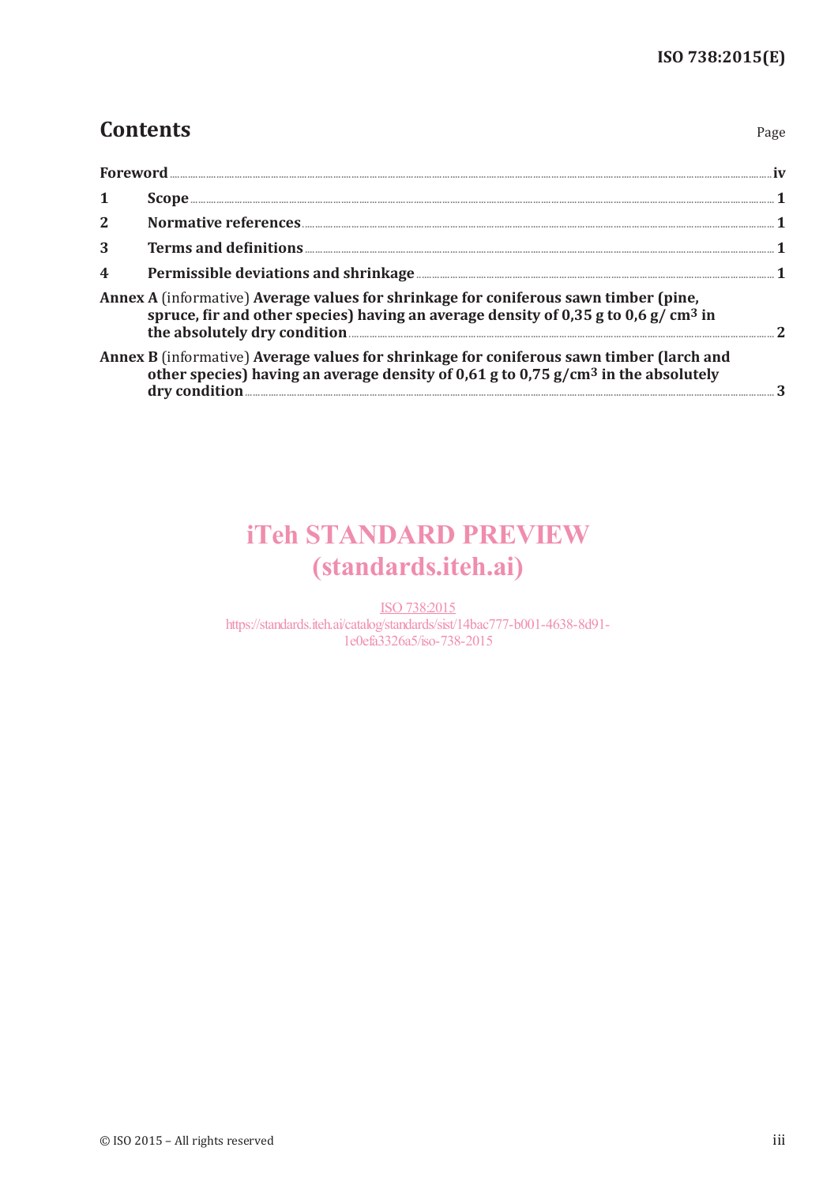# Contents

Page

**Foreword** ... iv

**1 Scope** ... 1

**2 Normative references** ... 1

**3 Terms and definitions** ... 1

**4 Permissible deviations and shrinkage** ... 1

**Annex A** (informative) **Average values for shrinkage for coniferous sawn timber (pine, spruce, fir and other species) having an average density of 0,35 g to 0,6 g/ cm$^3$ in the absolutely dry condition** ... 2

**Annex B** (informative) **Average values for shrinkage for coniferous sawn timber (larch and other species) having an average density of 0,61 g to 0,75 g/cm$^3$ in the absolutely dry condition** ... 3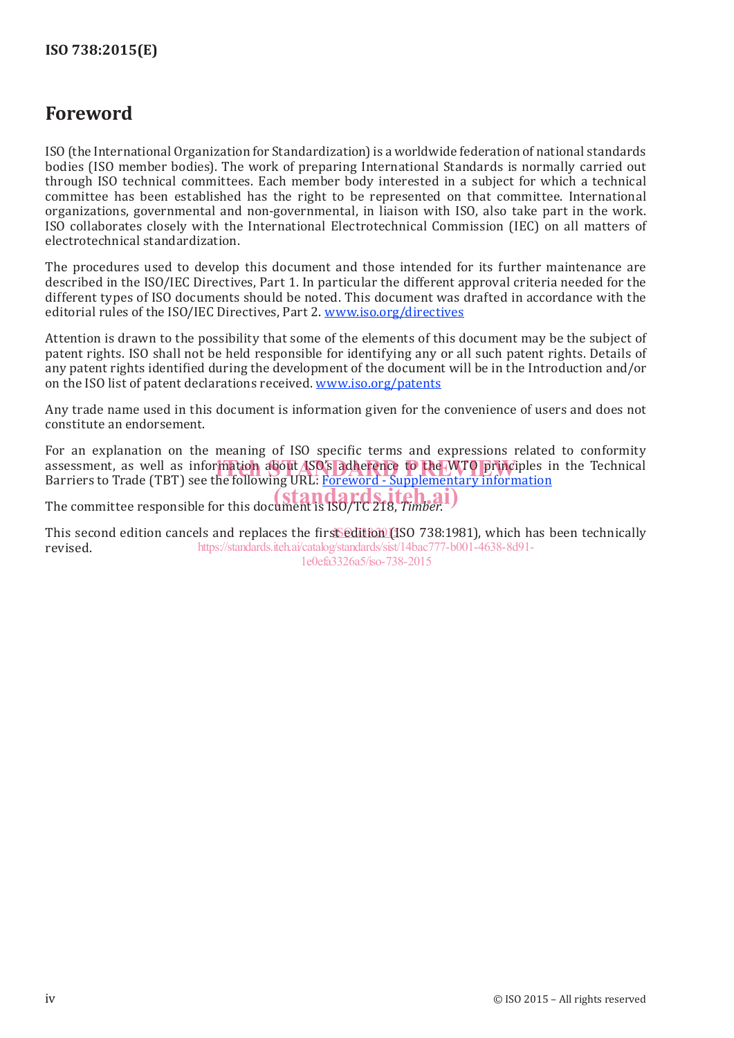# Foreword

ISO (the International Organization for Standardization) is a worldwide federation of national standards bodies (ISO member bodies). The work of preparing International Standards is normally carried out through ISO technical committees. Each member body interested in a subject for which a technical committee has been established has the right to be represented on that committee. International organizations, governmental and non-governmental, in liaison with ISO, also take part in the work. ISO collaborates closely with the International Electrotechnical Commission (IEC) on all matters of electrotechnical standardization.

The procedures used to develop this document and those intended for its further maintenance are described in the ISO/IEC Directives, Part 1. In particular the different approval criteria needed for the different types of ISO documents should be noted. This document was drafted in accordance with the editorial rules of the ISO/IEC Directives, Part 2. www.iso.org/directives

Attention is drawn to the possibility that some of the elements of this document may be the subject of patent rights. ISO shall not be held responsible for identifying any or all such patent rights. Details of any patent rights identified during the development of the document will be in the Introduction and/or on the ISO list of patent declarations received. www.iso.org/patents

Any trade name used in this document is information given for the convenience of users and does not constitute an endorsement.

For an explanation on the meaning of ISO specific terms and expressions related to conformity assessment, as well as information about ISO's adherence to the WTO principles in the Technical Barriers to Trade (TBT) see the following URL: Foreword - Supplementary information

The committee responsible for this document is ISO/TC 218, *Timber*.

This second edition cancels and replaces the first edition (ISO 738:1981), which has been technically revised.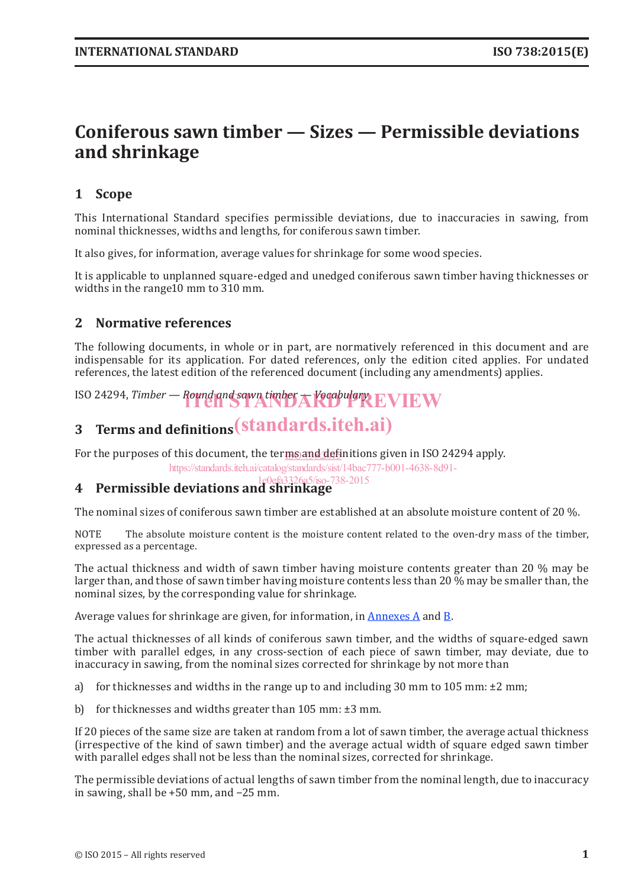# Coniferous sawn timber — Sizes — Permissible deviations and shrinkage

## 1 Scope

This International Standard specifies permissible deviations, due to inaccuracies in sawing, from nominal thicknesses, widths and lengths, for coniferous sawn timber.

It also gives, for information, average values for shrinkage for some wood species.

It is applicable to unplanned square-edged and unedged coniferous sawn timber having thicknesses or widths in the range10 mm to 310 mm.

## 2 Normative references

The following documents, in whole or in part, are normatively referenced in this document and are indispensable for its application. For dated references, only the edition cited applies. For undated references, the latest edition of the referenced document (including any amendments) applies.

ISO 24294, *Timber — Round and sawn timber — Vocabulary*

## 3 Terms and definitions

For the purposes of this document, the terms and definitions given in ISO 24294 apply.

## 4 Permissible deviations and shrinkage

The nominal sizes of coniferous sawn timber are established at an absolute moisture content of 20 %.

NOTE The absolute moisture content is the moisture content related to the oven-dry mass of the timber, expressed as a percentage.

The actual thickness and width of sawn timber having moisture contents greater than 20 % may be larger than, and those of sawn timber having moisture contents less than 20 % may be smaller than, the nominal sizes, by the corresponding value for shrinkage.

Average values for shrinkage are given, for information, in Annexes A and B.

The actual thicknesses of all kinds of coniferous sawn timber, and the widths of square-edged sawn timber with parallel edges, in any cross-section of each piece of sawn timber, may deviate, due to inaccuracy in sawing, from the nominal sizes corrected for shrinkage by not more than

a) for thicknesses and widths in the range up to and including 30 mm to 105 mm: ±2 mm;

b) for thicknesses and widths greater than 105 mm: ±3 mm.

If 20 pieces of the same size are taken at random from a lot of sawn timber, the average actual thickness (irrespective of the kind of sawn timber) and the average actual width of square edged sawn timber with parallel edges shall not be less than the nominal sizes, corrected for shrinkage.

The permissible deviations of actual lengths of sawn timber from the nominal length, due to inaccuracy in sawing, shall be +50 mm, and −25 mm.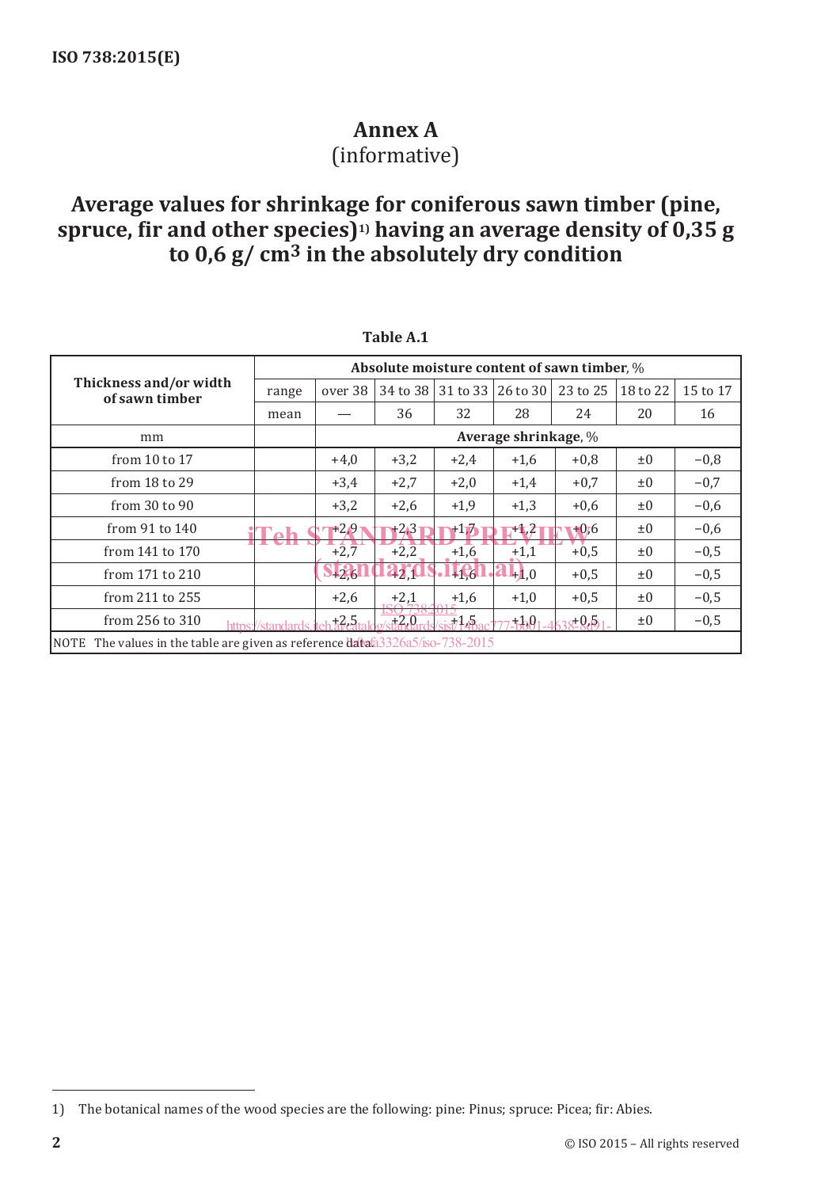# Annex A
(informative)

## Average values for shrinkage for coniferous sawn timber (pine, spruce, fir and other species)[1] having an average density of 0,35 g to 0,6 g/ $cm^3$ in the absolutely dry condition

**Table A.1**

| Thickness and/or width of sawn timber | | Absolute moisture content of sawn timber, % | | | | | | |
|---|---|---|---|---|---|---|---|---|
| | range | over 38 | 34 to 38 | 31 to 33 | 26 to 30 | 23 to 25 | 18 to 22 | 15 to 17 |
| | mean | — | 36 | 32 | 28 | 24 | 20 | 16 |
| mm | | Average shrinkage, % | | | | | | |
| from 10 to 17 | | +4,0 | +3,2 | +2,4 | +1,6 | +0,8 | ±0 | −0,8 |
| from 18 to 29 | | +3,4 | +2,7 | +2,0 | +1,4 | +0,7 | ±0 | −0,7 |
| from 30 to 90 | | +3,2 | +2,6 | +1,9 | +1,3 | +0,6 | ±0 | −0,6 |
| from 91 to 140 | | +2,9 | +2,3 | +1,7 | +1,2 | +0,6 | ±0 | −0,6 |
| from 141 to 170 | | +2,7 | +2,2 | +1,6 | +1,1 | +0,5 | ±0 | −0,5 |
| from 171 to 210 | | +2,6 | +2,1 | +1,6 | +1,0 | +0,5 | ±0 | −0,5 |
| from 211 to 255 | | +2,6 | +2,1 | +1,6 | +1,0 | +0,5 | ±0 | −0,5 |
| from 256 to 310 | | +2,5 | +2,0 | +1,5 | +1,0 | +0,5 | ±0 | −0,5 |

NOTE The values in the table are given as reference data.

---

1) The botanical names of the wood species are the following: pine: Pinus; spruce: Picea; fir: Abies.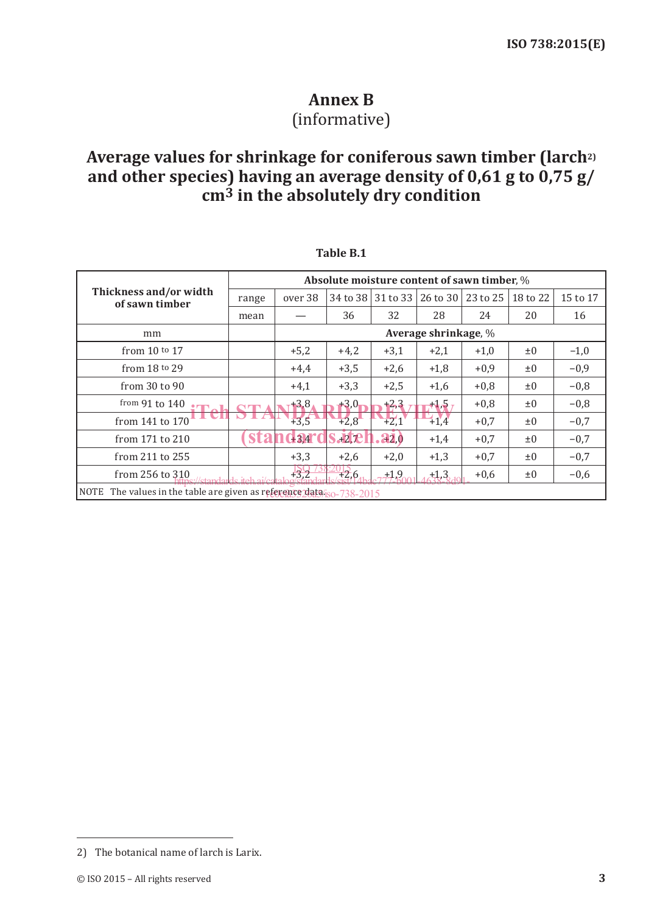# Annex B
(informative)

## Average values for shrinkage for coniferous sawn timber (larch[2]) and other species) having an average density of 0,61 g to 0,75 g/cm³ in the absolutely dry condition

**Table B.1**

| Thickness and/or width of sawn timber | Absolute moisture content of sawn timber, % | | | | | | | |
|---|---|---|---|---|---|---|---|---|
| | range | over 38 | 34 to 38 | 31 to 33 | 26 to 30 | 23 to 25 | 18 to 22 | 15 to 17 |
| | mean | — | 36 | 32 | 28 | 24 | 20 | 16 |
| mm | | Average shrinkage, % | | | | | | |
| from 10 to 17 | | +5,2 | +4,2 | +3,1 | +2,1 | +1,0 | ±0 | −1,0 |
| from 18 to 29 | | +4,4 | +3,5 | +2,6 | +1,8 | +0,9 | ±0 | −0,9 |
| from 30 to 90 | | +4,1 | +3,3 | +2,5 | +1,6 | +0,8 | ±0 | −0,8 |
| from 91 to 140 | | +3,8 | +3,0 | +2,3 | +1,5 | +0,8 | ±0 | −0,8 |
| from 141 to 170 | | +3,5 | +2,8 | +2,1 | +1,4 | +0,7 | ±0 | −0,7 |
| from 171 to 210 | | +3,4 | +2,7 | +2,0 | +1,4 | +0,7 | ±0 | −0,7 |
| from 211 to 255 | | +3,3 | +2,6 | +2,0 | +1,3 | +0,7 | ±0 | −0,7 |
| from 256 to 310 | | +3,2 | +2,6 | +1,9 | +1,3 | +0,6 | ±0 | −0,6 |

NOTE The values in the table are given as reference data.

2) The botanical name of larch is Larix.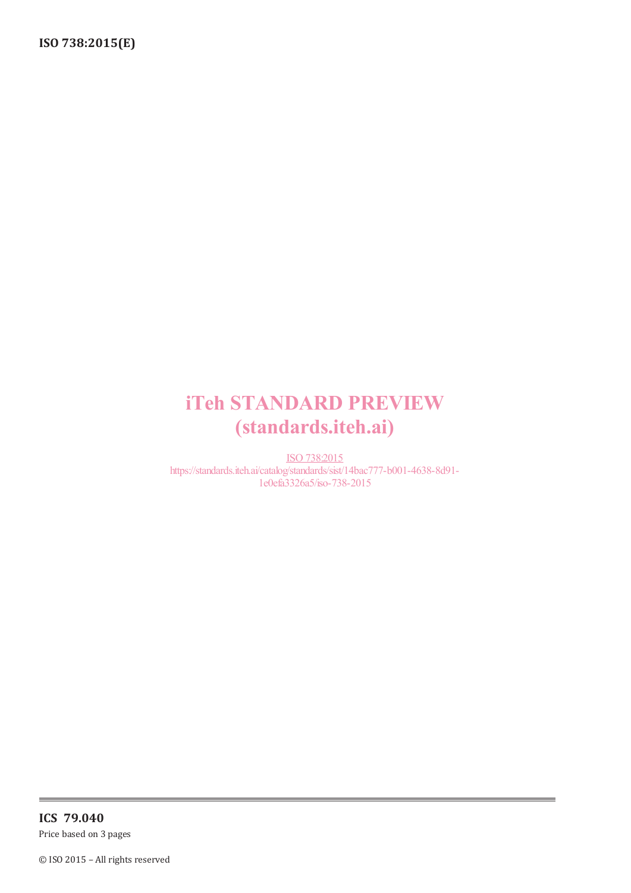iTeh STANDARD PREVIEW
(standards.iteh.ai)

ISO 738:2015
https://standards.iteh.ai/catalog/standards/sist/14bac777-b001-4638-8d91-1e0efa3326a5/iso-738-2015

**ICS 79.040**

Price based on 3 pages